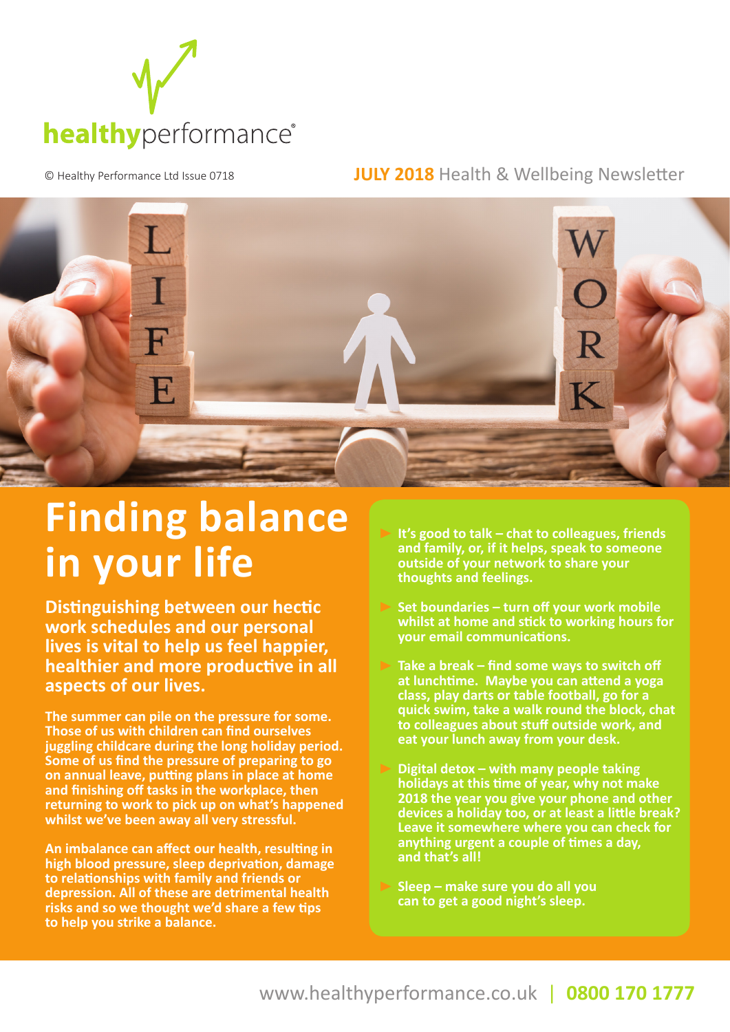healthyperformance®

© Healthy Performance Ltd Issue 0718

**JULY 2018** Health & Wellbeing Newsletter

# Finding balance in your life

**Distinguishing between our hectic work schedules and our personal lives is vital to help us feel happier, healthier and more productive in all aspects of our lives.**

The summer can pile on the pressure for some. Those of us with children can find ourselves juggling childcare during the long holiday period. Some of us find the pressure of preparing to go on annual leave, putting plans in place at home and finishing off tasks in the workplace, then returning to work to pick up on what's happened whilst we've been away all very stressful.

An imbalance can affect our health, resulting in high blood pressure, sleep deprivation, damage to relationships with family and friends or depression. All of these are detrimental health risks and so we thought we'd share a few tips to help you strike a balance.

- It's good to talk – chat to colleagues, friends and family, or, if it helps, speak to someone outside of your network to share your thoughts and feelings.
- Set boundaries – turn off your work mobile whilst at home and stick to working hours for your email communications.
- Take a break – find some ways to switch off at lunchtime. Maybe you can attend a yoga class, play darts or table football, go for a quick swim, take a walk round the block, chat to colleagues about stuff outside work, and eat your lunch away from your desk.
- Digital detox – with many people taking holidays at this time of year, why not make 2018 the year you give your phone and other devices a holiday too, or at least a little break? Leave it somewhere where you can check for anything urgent a couple of times a day, and that's all!
- Sleep – make sure you do all you can to get a good night's sleep.

www.healthyperformance.co.uk | **0800 170 1777**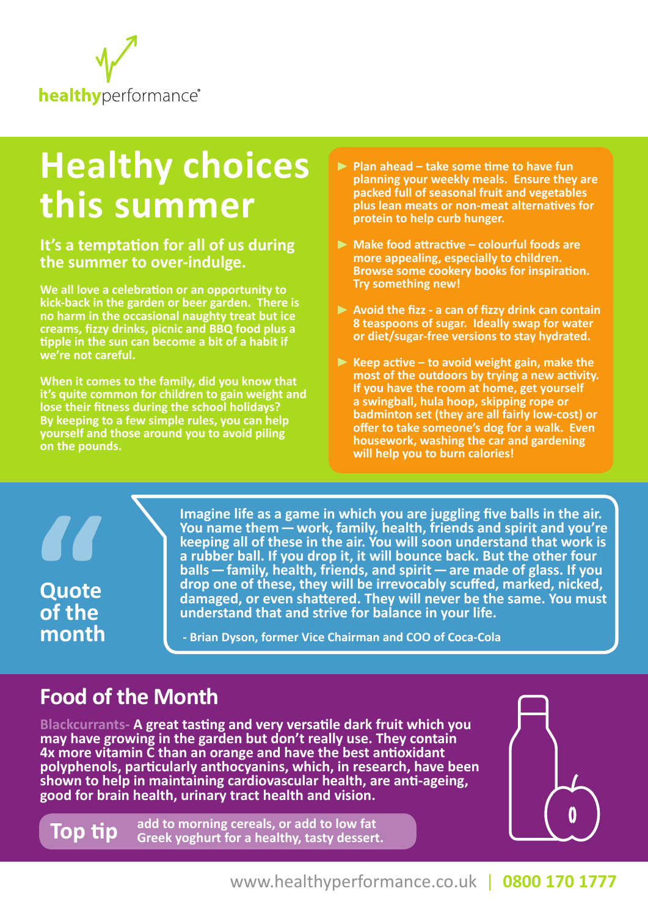healthyperformance®

# Healthy choices this summer

## It's a temptation for all of us during the summer to over-indulge.

**We all love a celebration or an opportunity to kick-back in the garden or beer garden. There is no harm in the occasional naughty treat but ice creams, fizzy drinks, picnic and BBQ food plus a tipple in the sun can become a bit of a habit if we're not careful.**

**When it comes to the family, did you know that it's quite common for children to gain weight and lose their fitness during the school holidays? By keeping to a few simple rules, you can help yourself and those around you to avoid piling on the pounds.**

- **Plan ahead – take some time to have fun planning your weekly meals. Ensure they are packed full of seasonal fruit and vegetables plus lean meats or non-meat alternatives for protein to help curb hunger.**
- **Make food attractive – colourful foods are more appealing, especially to children. Browse some cookery books for inspiration. Try something new!**
- **Avoid the fizz - a can of fizzy drink can contain 8 teaspoons of sugar. Ideally swap for water or diet/sugar-free versions to stay hydrated.**
- **Keep active – to avoid weight gain, make the most of the outdoors by trying a new activity. If you have the room at home, get yourself a swingball, hula hoop, skipping rope or badminton set (they are all fairly low-cost) or offer to take someone's dog for a walk. Even housework, washing the car and gardening will help you to burn calories!**

## Quote of the month

**Imagine life as a game in which you are juggling five balls in the air. You name them — work, family, health, friends and spirit and you're keeping all of these in the air. You will soon understand that work is a rubber ball. If you drop it, it will bounce back. But the other four balls — family, health, friends, and spirit — are made of glass. If you drop one of these, they will be irrevocably scuffed, marked, nicked, damaged, or even shattered. They will never be the same. You must understand that and strive for balance in your life.**

**- Brian Dyson, former Vice Chairman and COO of Coca-Cola**

## Food of the Month

**Blackcurrants-** **A great tasting and very versatile dark fruit which you may have growing in the garden but don't really use. They contain 4x more vitamin C than an orange and have the best antioxidant polyphenols, particularly anthocyanins, which, in research, have been shown to help in maintaining cardiovascular health, are anti-ageing, good for brain health, urinary tract health and vision.**

**Top tip** **add to morning cereals, or add to low fat Greek yoghurt for a healthy, tasty dessert.**

www.healthyperformance.co.uk | **0800 170 1777**